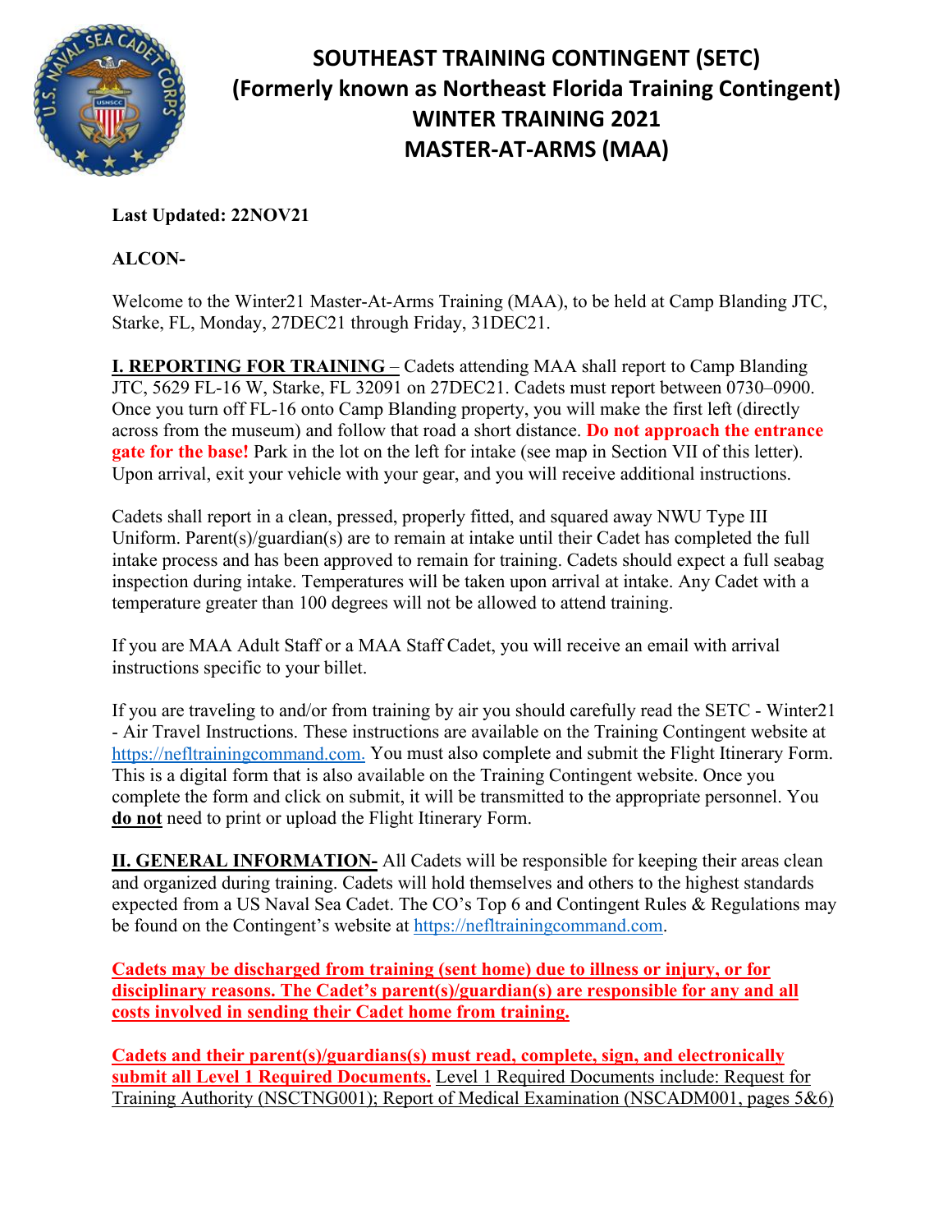# SOUTHEAST TRAINING CONTINGENT (SETC)
# (Formerly known as Northeast Florida Training Contingent)
# WINTER TRAINING 2021
# MASTER-AT-ARMS (MAA)

**Last Updated: 22NOV21**

**ALCON-**

Welcome to the Winter21 Master-At-Arms Training (MAA), to be held at Camp Blanding JTC, Starke, FL, Monday, 27DEC21 through Friday, 31DEC21.

**I. REPORTING FOR TRAINING** – Cadets attending MAA shall report to Camp Blanding JTC, 5629 FL-16 W, Starke, FL 32091 on 27DEC21. Cadets must report between 0730–0900. Once you turn off FL-16 onto Camp Blanding property, you will make the first left (directly across from the museum) and follow that road a short distance. **Do not approach the entrance gate for the base!** Park in the lot on the left for intake (see map in Section VII of this letter). Upon arrival, exit your vehicle with your gear, and you will receive additional instructions.

Cadets shall report in a clean, pressed, properly fitted, and squared away NWU Type III Uniform. Parent(s)/guardian(s) are to remain at intake until their Cadet has completed the full intake process and has been approved to remain for training. Cadets should expect a full seabag inspection during intake. Temperatures will be taken upon arrival at intake. Any Cadet with a temperature greater than 100 degrees will not be allowed to attend training.

If you are MAA Adult Staff or a MAA Staff Cadet, you will receive an email with arrival instructions specific to your billet.

If you are traveling to and/or from training by air you should carefully read the SETC - Winter21 - Air Travel Instructions. These instructions are available on the Training Contingent website at https://nefltrainingcommand.com. You must also complete and submit the Flight Itinerary Form. This is a digital form that is also available on the Training Contingent website. Once you complete the form and click on submit, it will be transmitted to the appropriate personnel. You **do not** need to print or upload the Flight Itinerary Form.

**II. GENERAL INFORMATION-** All Cadets will be responsible for keeping their areas clean and organized during training. Cadets will hold themselves and others to the highest standards expected from a US Naval Sea Cadet. The CO's Top 6 and Contingent Rules & Regulations may be found on the Contingent's website at https://nefltrainingcommand.com.

**Cadets may be discharged from training (sent home) due to illness or injury, or for disciplinary reasons. The Cadet's parent(s)/guardian(s) are responsible for any and all costs involved in sending their Cadet home from training.**

**Cadets and their parent(s)/guardians(s) must read, complete, sign, and electronically submit all Level 1 Required Documents.** Level 1 Required Documents include: Request for Training Authority (NSCTNG001); Report of Medical Examination (NSCADM001, pages 5&6)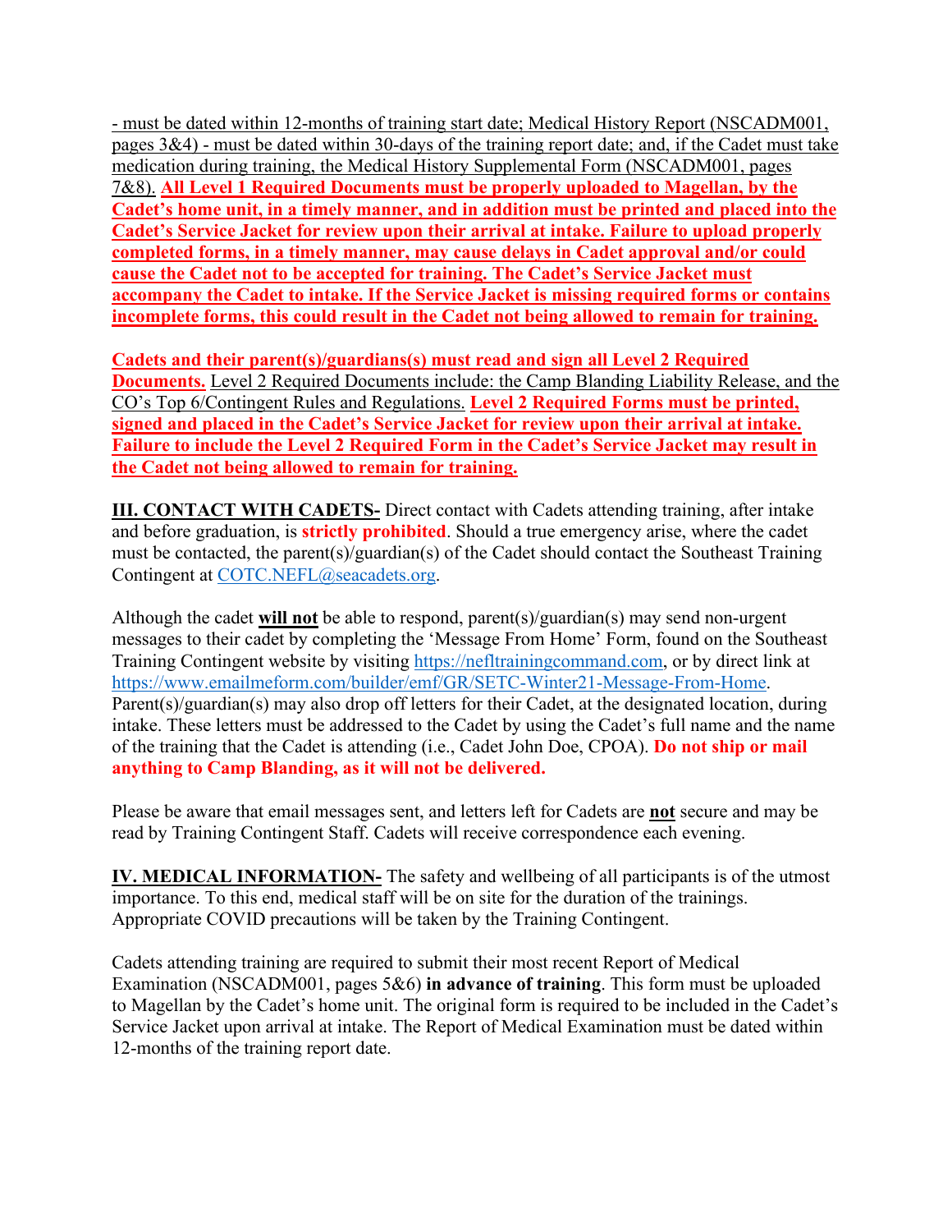- must be dated within 12-months of training start date; Medical History Report (NSCADM001, pages 3&4) - must be dated within 30-days of the training report date; and, if the Cadet must take medication during training, the Medical History Supplemental Form (NSCADM001, pages 7&8). **All Level 1 Required Documents must be properly uploaded to Magellan, by the Cadet's home unit, in a timely manner, and in addition must be printed and placed into the Cadet's Service Jacket for review upon their arrival at intake. Failure to upload properly completed forms, in a timely manner, may cause delays in Cadet approval and/or could cause the Cadet not to be accepted for training. The Cadet's Service Jacket must accompany the Cadet to intake. If the Service Jacket is missing required forms or contains incomplete forms, this could result in the Cadet not being allowed to remain for training.**

**Cadets and their parent(s)/guardians(s) must read and sign all Level 2 Required Documents.** Level 2 Required Documents include: the Camp Blanding Liability Release, and the CO's Top 6/Contingent Rules and Regulations. **Level 2 Required Forms must be printed, signed and placed in the Cadet's Service Jacket for review upon their arrival at intake. Failure to include the Level 2 Required Form in the Cadet's Service Jacket may result in the Cadet not being allowed to remain for training.**

**III. CONTACT WITH CADETS-** Direct contact with Cadets attending training, after intake and before graduation, is **strictly prohibited**. Should a true emergency arise, where the cadet must be contacted, the parent(s)/guardian(s) of the Cadet should contact the Southeast Training Contingent at COTC.NEFL@seacadets.org.

Although the cadet **will not** be able to respond, parent(s)/guardian(s) may send non-urgent messages to their cadet by completing the 'Message From Home' Form, found on the Southeast Training Contingent website by visiting https://nefltrainingcommand.com, or by direct link at https://www.emailmeform.com/builder/emf/GR/SETC-Winter21-Message-From-Home. Parent(s)/guardian(s) may also drop off letters for their Cadet, at the designated location, during intake. These letters must be addressed to the Cadet by using the Cadet's full name and the name of the training that the Cadet is attending (i.e., Cadet John Doe, CPOA). **Do not ship or mail anything to Camp Blanding, as it will not be delivered.**

Please be aware that email messages sent, and letters left for Cadets are **not** secure and may be read by Training Contingent Staff. Cadets will receive correspondence each evening.

**IV. MEDICAL INFORMATION-** The safety and wellbeing of all participants is of the utmost importance. To this end, medical staff will be on site for the duration of the trainings. Appropriate COVID precautions will be taken by the Training Contingent.

Cadets attending training are required to submit their most recent Report of Medical Examination (NSCADM001, pages 5&6) **in advance of training**. This form must be uploaded to Magellan by the Cadet's home unit. The original form is required to be included in the Cadet's Service Jacket upon arrival at intake. The Report of Medical Examination must be dated within 12-months of the training report date.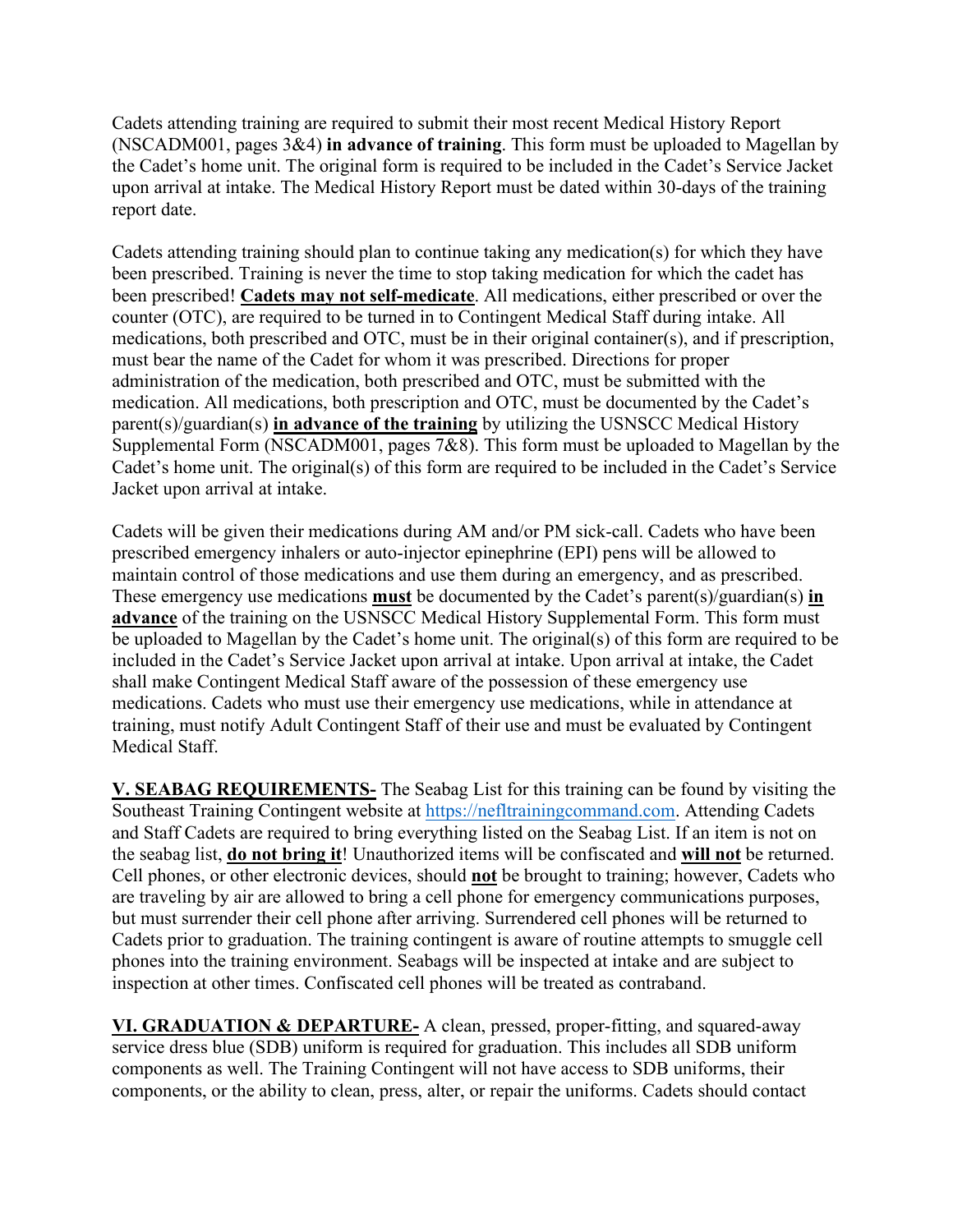Cadets attending training are required to submit their most recent Medical History Report (NSCADM001, pages 3&4) **in advance of training**. This form must be uploaded to Magellan by the Cadet's home unit. The original form is required to be included in the Cadet's Service Jacket upon arrival at intake. The Medical History Report must be dated within 30-days of the training report date.

Cadets attending training should plan to continue taking any medication(s) for which they have been prescribed. Training is never the time to stop taking medication for which the cadet has been prescribed! **Cadets may not self-medicate**. All medications, either prescribed or over the counter (OTC), are required to be turned in to Contingent Medical Staff during intake. All medications, both prescribed and OTC, must be in their original container(s), and if prescription, must bear the name of the Cadet for whom it was prescribed. Directions for proper administration of the medication, both prescribed and OTC, must be submitted with the medication. All medications, both prescription and OTC, must be documented by the Cadet's parent(s)/guardian(s) **in advance of the training** by utilizing the USNSCC Medical History Supplemental Form (NSCADM001, pages 7&8). This form must be uploaded to Magellan by the Cadet's home unit. The original(s) of this form are required to be included in the Cadet's Service Jacket upon arrival at intake.

Cadets will be given their medications during AM and/or PM sick-call. Cadets who have been prescribed emergency inhalers or auto-injector epinephrine (EPI) pens will be allowed to maintain control of those medications and use them during an emergency, and as prescribed. These emergency use medications **must** be documented by the Cadet's parent(s)/guardian(s) **in advance** of the training on the USNSCC Medical History Supplemental Form. This form must be uploaded to Magellan by the Cadet's home unit. The original(s) of this form are required to be included in the Cadet's Service Jacket upon arrival at intake. Upon arrival at intake, the Cadet shall make Contingent Medical Staff aware of the possession of these emergency use medications. Cadets who must use their emergency use medications, while in attendance at training, must notify Adult Contingent Staff of their use and must be evaluated by Contingent Medical Staff.

**V. SEABAG REQUIREMENTS-** The Seabag List for this training can be found by visiting the Southeast Training Contingent website at https://nefltrainingcommand.com. Attending Cadets and Staff Cadets are required to bring everything listed on the Seabag List. If an item is not on the seabag list, **do not bring it**! Unauthorized items will be confiscated and **will not** be returned. Cell phones, or other electronic devices, should **not** be brought to training; however, Cadets who are traveling by air are allowed to bring a cell phone for emergency communications purposes, but must surrender their cell phone after arriving. Surrendered cell phones will be returned to Cadets prior to graduation. The training contingent is aware of routine attempts to smuggle cell phones into the training environment. Seabags will be inspected at intake and are subject to inspection at other times. Confiscated cell phones will be treated as contraband.

**VI. GRADUATION & DEPARTURE-** A clean, pressed, proper-fitting, and squared-away service dress blue (SDB) uniform is required for graduation. This includes all SDB uniform components as well. The Training Contingent will not have access to SDB uniforms, their components, or the ability to clean, press, alter, or repair the uniforms. Cadets should contact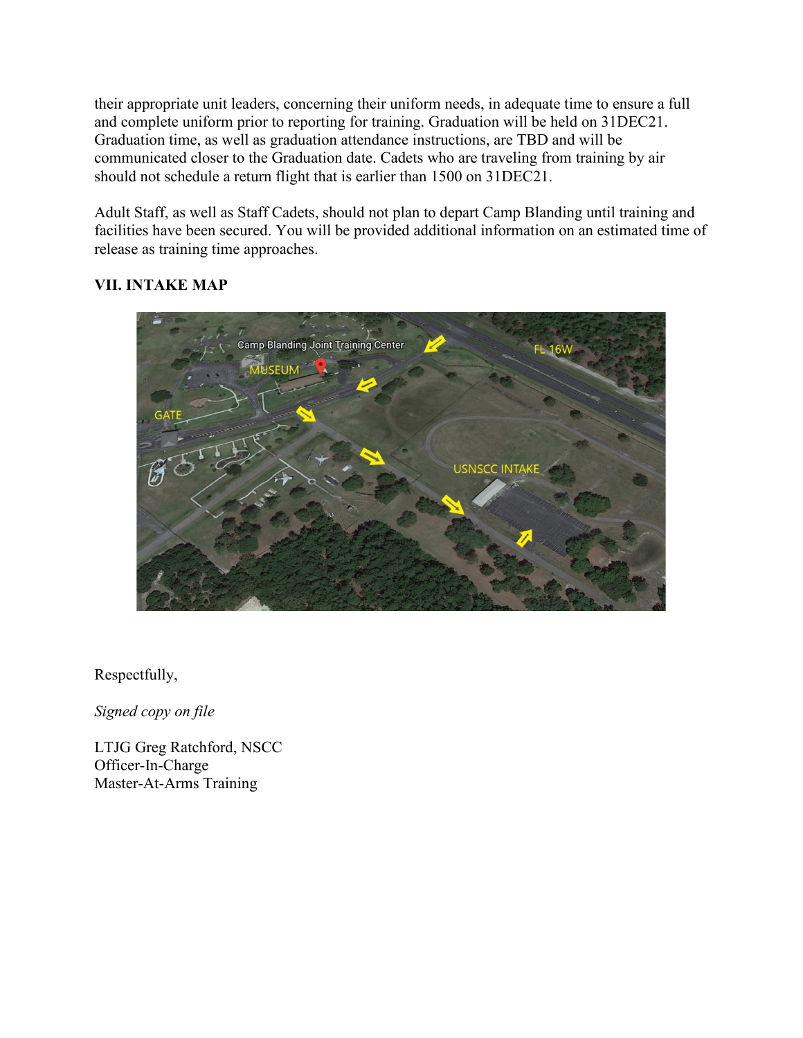their appropriate unit leaders, concerning their uniform needs, in adequate time to ensure a full and complete uniform prior to reporting for training. Graduation will be held on 31DEC21. Graduation time, as well as graduation attendance instructions, are TBD and will be communicated closer to the Graduation date. Cadets who are traveling from training by air should not schedule a return flight that is earlier than 1500 on 31DEC21.

Adult Staff, as well as Staff Cadets, should not plan to depart Camp Blanding until training and facilities have been secured. You will be provided additional information on an estimated time of release as training time approaches.

## VII. INTAKE MAP

Camp Blanding Joint Training Center

MUSEUM

FL 16W

GATE

USNSCC INTAKE

Respectfully,

*Signed copy on file*

LTJG Greg Ratchford, NSCC
Officer-In-Charge
Master-At-Arms Training